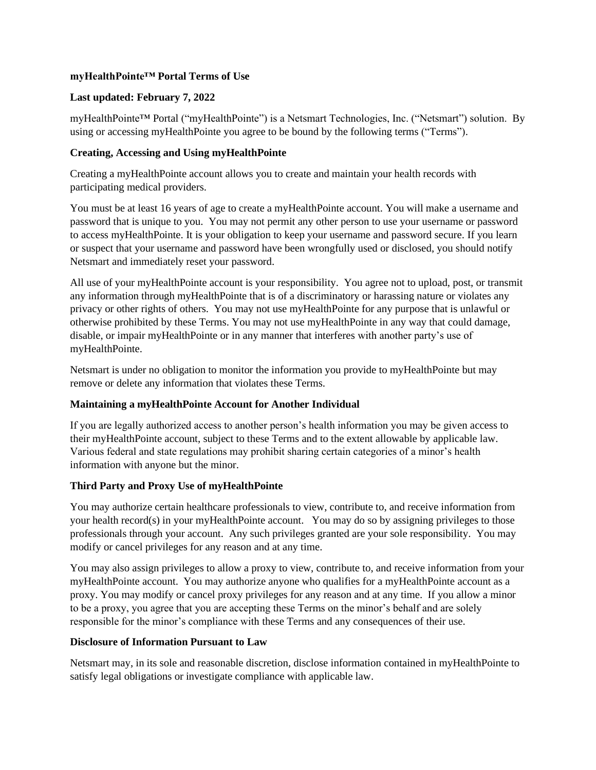**myHealthPointe™ Portal Terms of Use**

**Last updated: February 7, 2022**

myHealthPointe™ Portal ("myHealthPointe") is a Netsmart Technologies, Inc. ("Netsmart") solution. By using or accessing myHealthPointe you agree to be bound by the following terms ("Terms").

**Creating, Accessing and Using myHealthPointe**

Creating a myHealthPointe account allows you to create and maintain your health records with participating medical providers.

You must be at least 16 years of age to create a myHealthPointe account. You will make a username and password that is unique to you. You may not permit any other person to use your username or password to access myHealthPointe. It is your obligation to keep your username and password secure. If you learn or suspect that your username and password have been wrongfully used or disclosed, you should notify Netsmart and immediately reset your password.

All use of your myHealthPointe account is your responsibility. You agree not to upload, post, or transmit any information through myHealthPointe that is of a discriminatory or harassing nature or violates any privacy or other rights of others. You may not use myHealthPointe for any purpose that is unlawful or otherwise prohibited by these Terms. You may not use myHealthPointe in any way that could damage, disable, or impair myHealthPointe or in any manner that interferes with another party's use of myHealthPointe.

Netsmart is under no obligation to monitor the information you provide to myHealthPointe but may remove or delete any information that violates these Terms.

**Maintaining a myHealthPointe Account for Another Individual**

If you are legally authorized access to another person's health information you may be given access to their myHealthPointe account, subject to these Terms and to the extent allowable by applicable law. Various federal and state regulations may prohibit sharing certain categories of a minor's health information with anyone but the minor.

**Third Party and Proxy Use of myHealthPointe**

You may authorize certain healthcare professionals to view, contribute to, and receive information from your health record(s) in your myHealthPointe account. You may do so by assigning privileges to those professionals through your account. Any such privileges granted are your sole responsibility. You may modify or cancel privileges for any reason and at any time.

You may also assign privileges to allow a proxy to view, contribute to, and receive information from your myHealthPointe account. You may authorize anyone who qualifies for a myHealthPointe account as a proxy. You may modify or cancel proxy privileges for any reason and at any time. If you allow a minor to be a proxy, you agree that you are accepting these Terms on the minor's behalf and are solely responsible for the minor's compliance with these Terms and any consequences of their use.

**Disclosure of Information Pursuant to Law**

Netsmart may, in its sole and reasonable discretion, disclose information contained in myHealthPointe to satisfy legal obligations or investigate compliance with applicable law.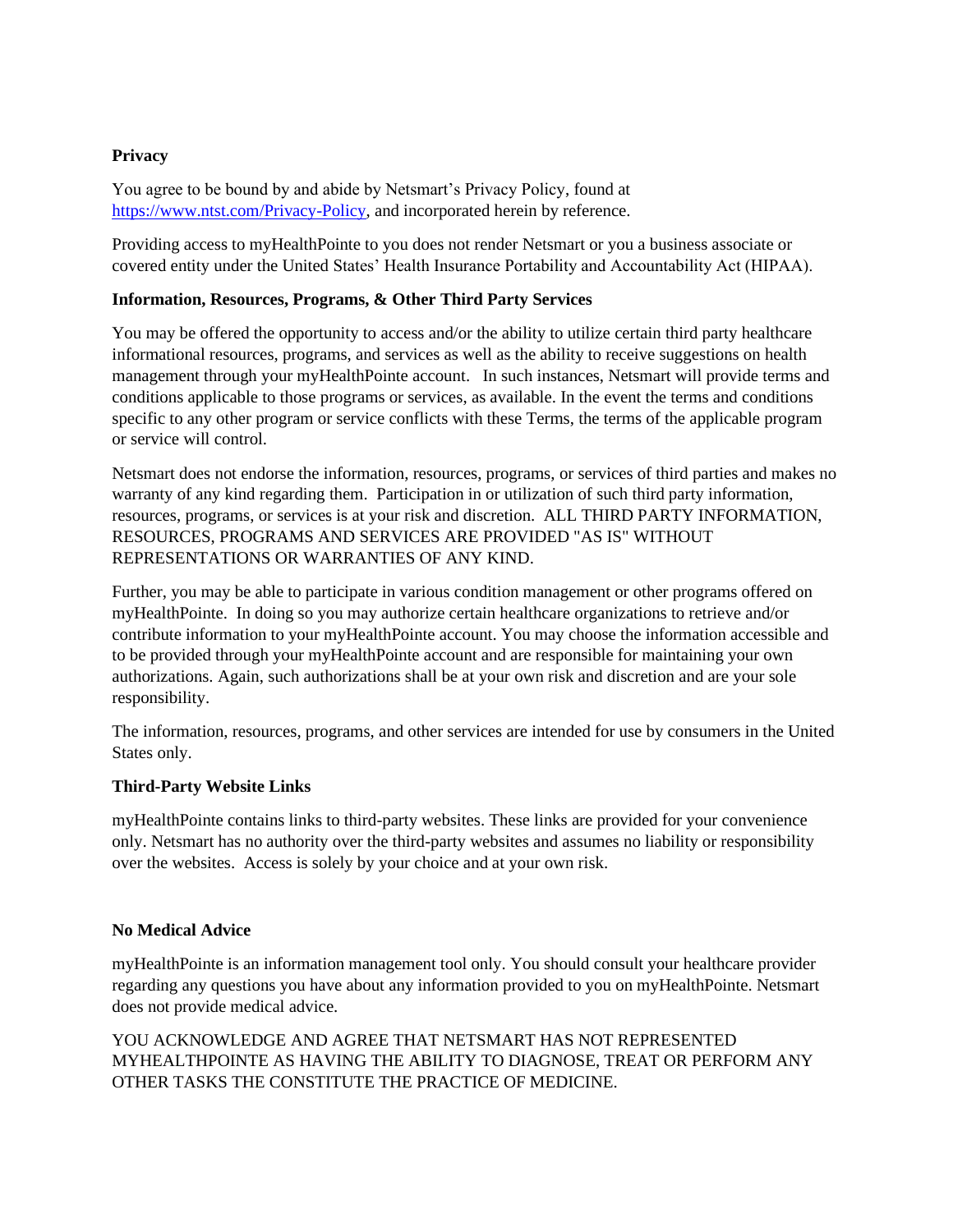**Privacy**

You agree to be bound by and abide by Netsmart's Privacy Policy, found at [https://www.ntst.com/Privacy-Policy](https://www.ntst.com/Privacy-Policy), and incorporated herein by reference.

Providing access to myHealthPointe to you does not render Netsmart or you a business associate or covered entity under the United States' Health Insurance Portability and Accountability Act (HIPAA).

**Information, Resources, Programs, & Other Third Party Services**

You may be offered the opportunity to access and/or the ability to utilize certain third party healthcare informational resources, programs, and services as well as the ability to receive suggestions on health management through your myHealthPointe account. In such instances, Netsmart will provide terms and conditions applicable to those programs or services, as available. In the event the terms and conditions specific to any other program or service conflicts with these Terms, the terms of the applicable program or service will control.

Netsmart does not endorse the information, resources, programs, or services of third parties and makes no warranty of any kind regarding them. Participation in or utilization of such third party information, resources, programs, or services is at your risk and discretion. ALL THIRD PARTY INFORMATION, RESOURCES, PROGRAMS AND SERVICES ARE PROVIDED "AS IS" WITHOUT REPRESENTATIONS OR WARRANTIES OF ANY KIND.

Further, you may be able to participate in various condition management or other programs offered on myHealthPointe. In doing so you may authorize certain healthcare organizations to retrieve and/or contribute information to your myHealthPointe account. You may choose the information accessible and to be provided through your myHealthPointe account and are responsible for maintaining your own authorizations. Again, such authorizations shall be at your own risk and discretion and are your sole responsibility.

The information, resources, programs, and other services are intended for use by consumers in the United States only.

**Third-Party Website Links**

myHealthPointe contains links to third-party websites. These links are provided for your convenience only. Netsmart has no authority over the third-party websites and assumes no liability or responsibility over the websites. Access is solely by your choice and at your own risk.

**No Medical Advice**

myHealthPointe is an information management tool only. You should consult your healthcare provider regarding any questions you have about any information provided to you on myHealthPointe. Netsmart does not provide medical advice.

YOU ACKNOWLEDGE AND AGREE THAT NETSMART HAS NOT REPRESENTED MYHEALTHPOINTE AS HAVING THE ABILITY TO DIAGNOSE, TREAT OR PERFORM ANY OTHER TASKS THE CONSTITUTE THE PRACTICE OF MEDICINE.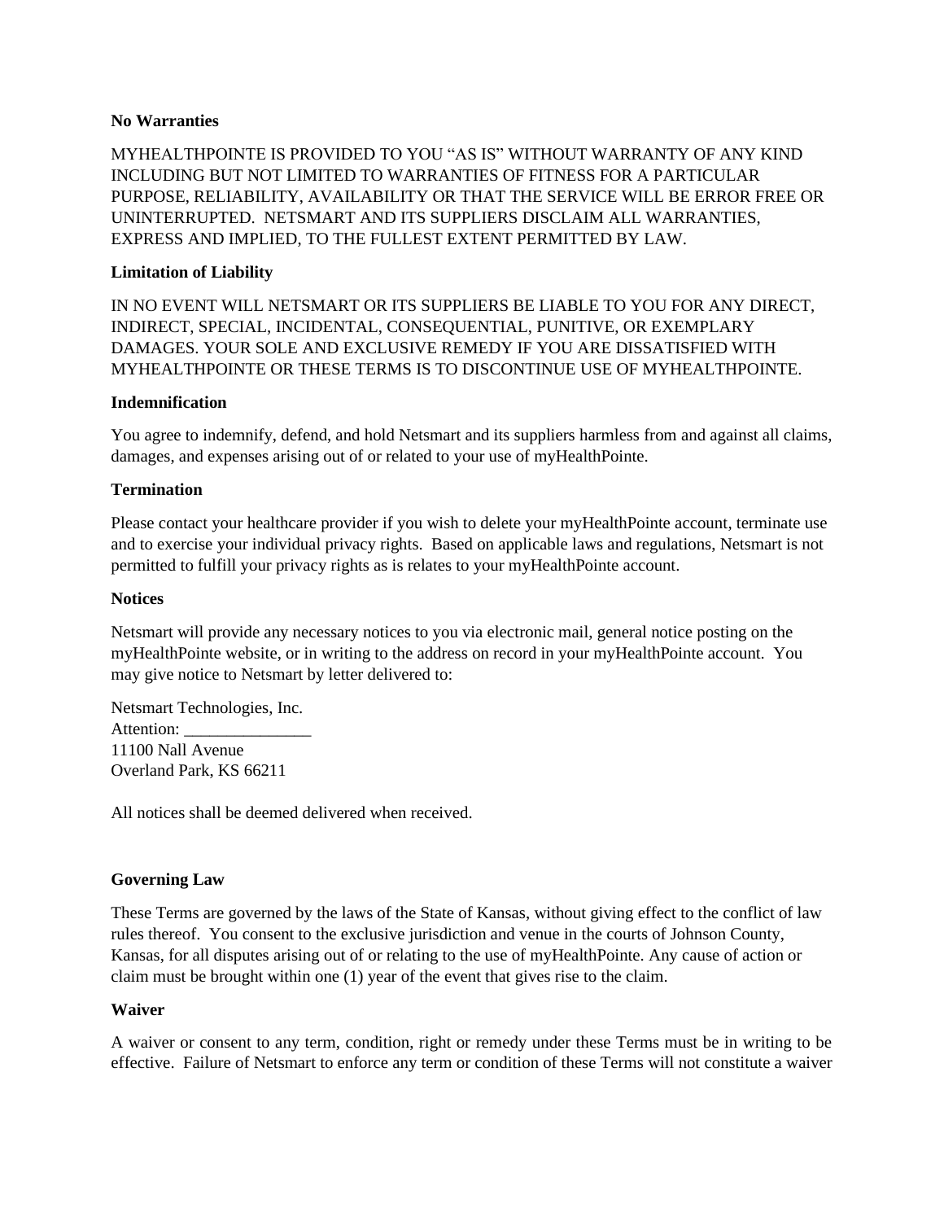**No Warranties**

MYHEALTHPOINTE IS PROVIDED TO YOU "AS IS" WITHOUT WARRANTY OF ANY KIND INCLUDING BUT NOT LIMITED TO WARRANTIES OF FITNESS FOR A PARTICULAR PURPOSE, RELIABILITY, AVAILABILITY OR THAT THE SERVICE WILL BE ERROR FREE OR UNINTERRUPTED. NETSMART AND ITS SUPPLIERS DISCLAIM ALL WARRANTIES, EXPRESS AND IMPLIED, TO THE FULLEST EXTENT PERMITTED BY LAW.

**Limitation of Liability**

IN NO EVENT WILL NETSMART OR ITS SUPPLIERS BE LIABLE TO YOU FOR ANY DIRECT, INDIRECT, SPECIAL, INCIDENTAL, CONSEQUENTIAL, PUNITIVE, OR EXEMPLARY DAMAGES. YOUR SOLE AND EXCLUSIVE REMEDY IF YOU ARE DISSATISFIED WITH MYHEALTHPOINTE OR THESE TERMS IS TO DISCONTINUE USE OF MYHEALTHPOINTE.

**Indemnification**

You agree to indemnify, defend, and hold Netsmart and its suppliers harmless from and against all claims, damages, and expenses arising out of or related to your use of myHealthPointe.

**Termination**

Please contact your healthcare provider if you wish to delete your myHealthPointe account, terminate use and to exercise your individual privacy rights. Based on applicable laws and regulations, Netsmart is not permitted to fulfill your privacy rights as is relates to your myHealthPointe account.

**Notices**

Netsmart will provide any necessary notices to you via electronic mail, general notice posting on the myHealthPointe website, or in writing to the address on record in your myHealthPointe account. You may give notice to Netsmart by letter delivered to:

Netsmart Technologies, Inc.
Attention: _______________
11100 Nall Avenue
Overland Park, KS 66211

All notices shall be deemed delivered when received.

**Governing Law**

These Terms are governed by the laws of the State of Kansas, without giving effect to the conflict of law rules thereof. You consent to the exclusive jurisdiction and venue in the courts of Johnson County, Kansas, for all disputes arising out of or relating to the use of myHealthPointe. Any cause of action or claim must be brought within one (1) year of the event that gives rise to the claim.

**Waiver**

A waiver or consent to any term, condition, right or remedy under these Terms must be in writing to be effective. Failure of Netsmart to enforce any term or condition of these Terms will not constitute a waiver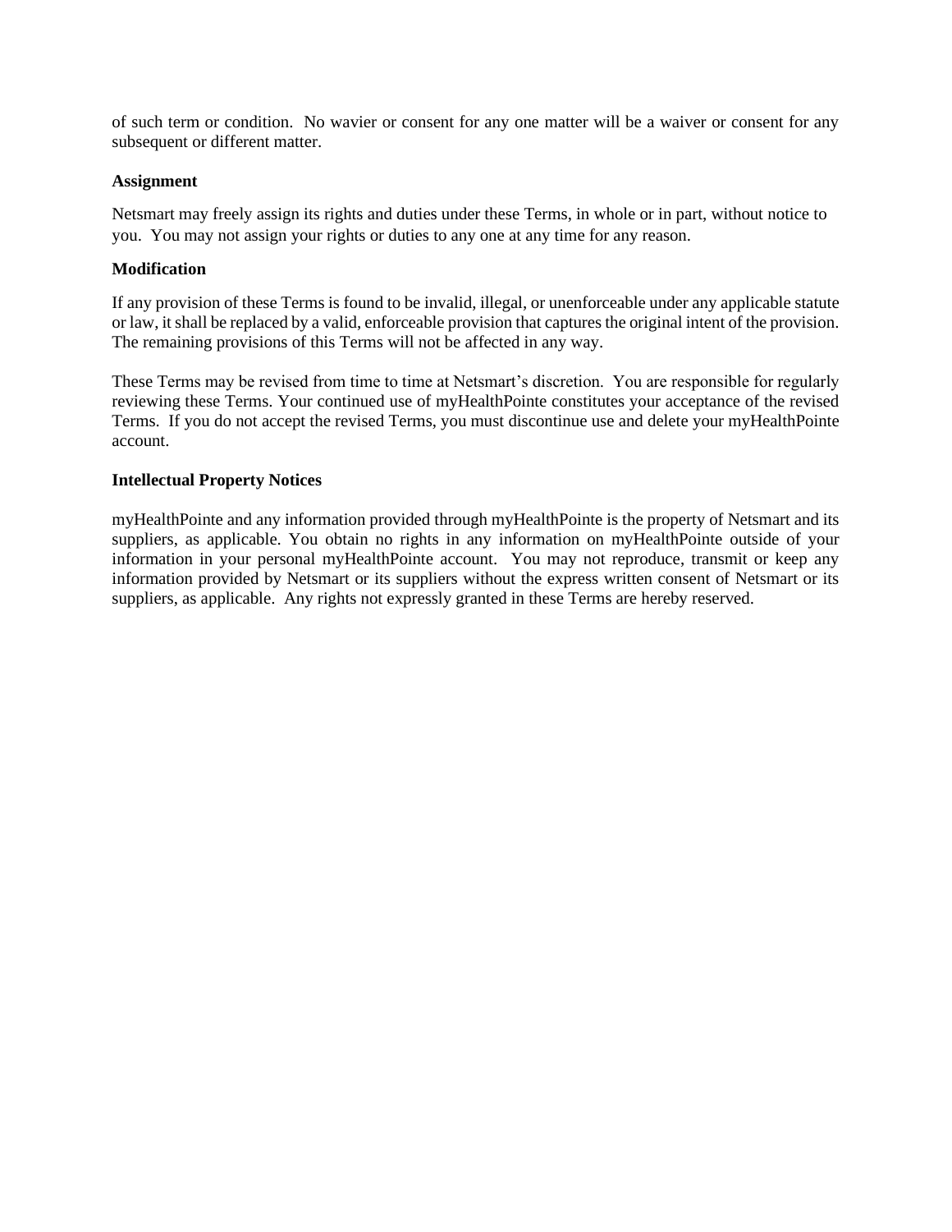of such term or condition. No wavier or consent for any one matter will be a waiver or consent for any subsequent or different matter.

**Assignment**

Netsmart may freely assign its rights and duties under these Terms, in whole or in part, without notice to you. You may not assign your rights or duties to any one at any time for any reason.

**Modification**

If any provision of these Terms is found to be invalid, illegal, or unenforceable under any applicable statute or law, it shall be replaced by a valid, enforceable provision that captures the original intent of the provision. The remaining provisions of this Terms will not be affected in any way.

These Terms may be revised from time to time at Netsmart's discretion. You are responsible for regularly reviewing these Terms. Your continued use of myHealthPointe constitutes your acceptance of the revised Terms. If you do not accept the revised Terms, you must discontinue use and delete your myHealthPointe account.

**Intellectual Property Notices**

myHealthPointe and any information provided through myHealthPointe is the property of Netsmart and its suppliers, as applicable. You obtain no rights in any information on myHealthPointe outside of your information in your personal myHealthPointe account. You may not reproduce, transmit or keep any information provided by Netsmart or its suppliers without the express written consent of Netsmart or its suppliers, as applicable. Any rights not expressly granted in these Terms are hereby reserved.